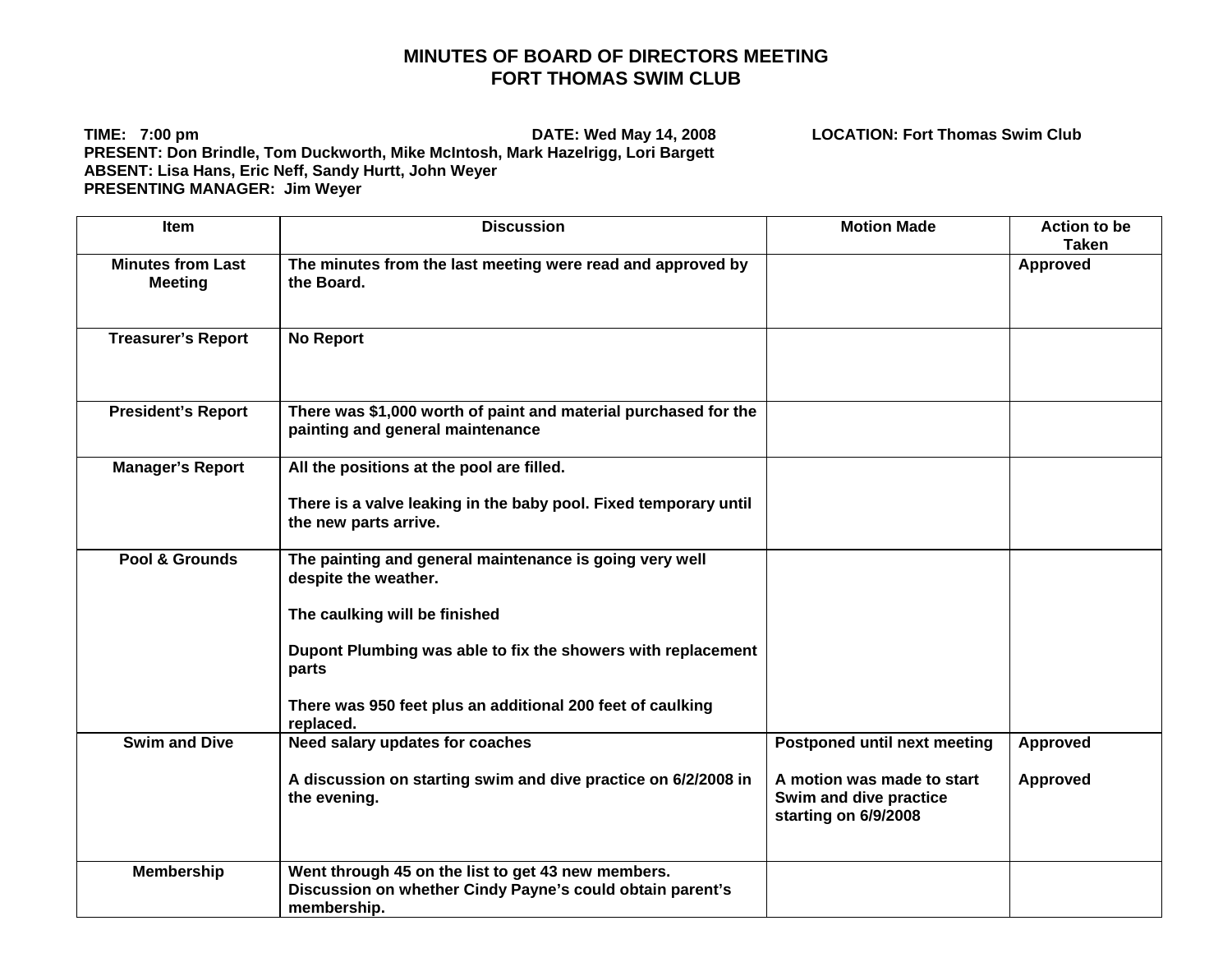# MINUTES OF BOARD OF DIRECTORS MEETING
# FORT THOMAS SWIM CLUB

**TIME: 7:00 pm** **DATE: Wed May 14, 2008** **LOCATION: Fort Thomas Swim Club**
**PRESENT: Don Brindle, Tom Duckworth, Mike McIntosh, Mark Hazelrigg, Lori Bargett**
**ABSENT: Lisa Hans, Eric Neff, Sandy Hurtt, John Weyer**
**PRESENTING MANAGER: Jim Weyer**

| Item | Discussion | Motion Made | Action to be Taken |
|---|---|---|---|
| Minutes from Last Meeting | The minutes from the last meeting were read and approved by the Board. | | Approved |
| Treasurer's Report | No Report | | |
| President's Report | There was $1,000 worth of paint and material purchased for the painting and general maintenance | | |
| Manager's Report | All the positions at the pool are filled.<br><br>There is a valve leaking in the baby pool. Fixed temporary until the new parts arrive. | | |
| Pool & Grounds | The painting and general maintenance is going very well despite the weather.<br><br>The caulking will be finished<br><br>Dupont Plumbing was able to fix the showers with replacement parts<br><br>There was 950 feet plus an additional 200 feet of caulking replaced. | | |
| Swim and Dive | Need salary updates for coaches<br><br>A discussion on starting swim and dive practice on 6/2/2008 in the evening. | Postponed until next meeting<br><br>A motion was made to start Swim and dive practice starting on 6/9/2008 | Approved<br><br>Approved |
| Membership | Went through 45 on the list to get 43 new members. Discussion on whether Cindy Payne's could obtain parent's membership. | | |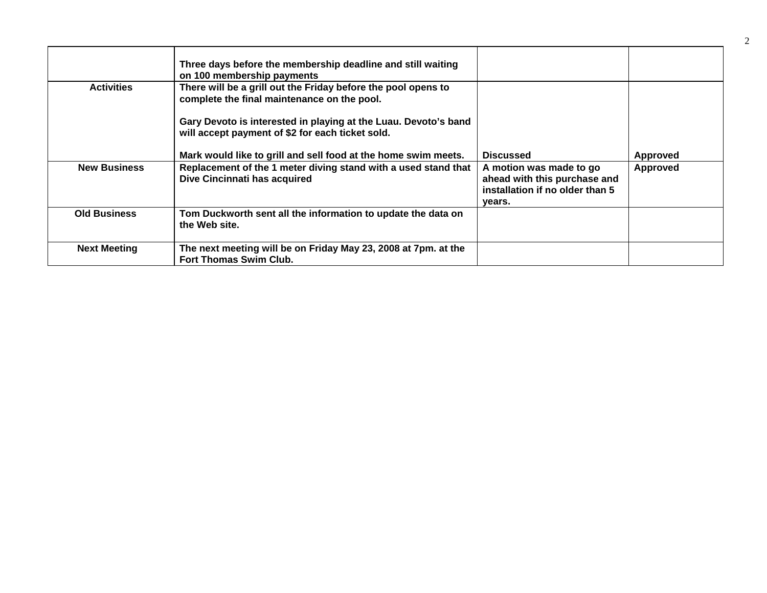| | | | |
|---|---|---|---|
| | Three days before the membership deadline and still waiting on 100 membership payments | | |
| Activities | There will be a grill out the Friday before the pool opens to complete the final maintenance on the pool.<br><br>Gary Devoto is interested in playing at the Luau. Devoto's band will accept payment of $2 for each ticket sold.<br><br>Mark would like to grill and sell food at the home swim meets. | Discussed | Approved |
| New Business | Replacement of the 1 meter diving stand with a used stand that Dive Cincinnati has acquired | A motion was made to go ahead with this purchase and installation if no older than 5 years. | Approved |
| Old Business | Tom Duckworth sent all the information to update the data on the Web site. | | |
| Next Meeting | The next meeting will be on Friday May 23, 2008 at 7pm. at the Fort Thomas Swim Club. | | |